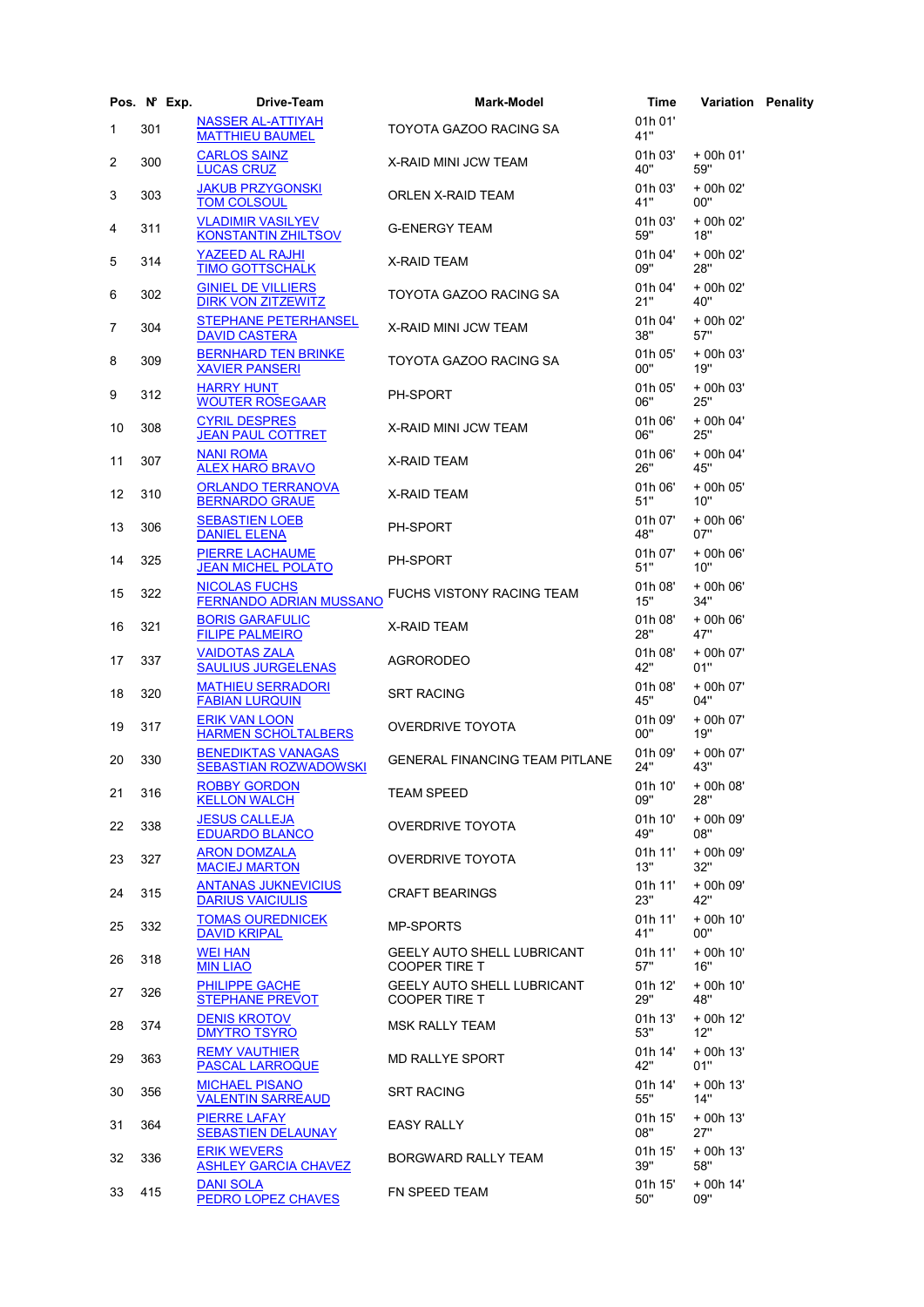| Pos. | N° | Exp. | Drive-Team | Mark-Model | Time | Variation | Penality |
|---|---|---|---|---|---|---|---|
| 1 | 301 | | NASSER AL-ATTIYAH<br>MATTHIEU BAUMEL | TOYOTA GAZOO RACING SA | 01h 01' 41" | | |
| 2 | 300 | | CARLOS SAINZ<br>LUCAS CRUZ | X-RAID MINI JCW TEAM | 01h 03' 40" | + 00h 01' 59" | |
| 3 | 303 | | JAKUB PRZYGONSKI<br>TOM COLSOUL | ORLEN X-RAID TEAM | 01h 03' 41" | + 00h 02' 00" | |
| 4 | 311 | | VLADIMIR VASILYEV<br>KONSTANTIN ZHILTSOV | G-ENERGY TEAM | 01h 03' 59" | + 00h 02' 18" | |
| 5 | 314 | | YAZEED AL RAJHI<br>TIMO GOTTSCHALK | X-RAID TEAM | 01h 04' 09" | + 00h 02' 28" | |
| 6 | 302 | | GINIEL DE VILLIERS<br>DIRK VON ZITZEWITZ | TOYOTA GAZOO RACING SA | 01h 04' 21" | + 00h 02' 40" | |
| 7 | 304 | | STEPHANE PETERHANSEL<br>DAVID CASTERA | X-RAID MINI JCW TEAM | 01h 04' 38" | + 00h 02' 57" | |
| 8 | 309 | | BERNHARD TEN BRINKE<br>XAVIER PANSERI | TOYOTA GAZOO RACING SA | 01h 05' 00" | + 00h 03' 19" | |
| 9 | 312 | | HARRY HUNT<br>WOUTER ROSEGAAR | PH-SPORT | 01h 05' 06" | + 00h 03' 25" | |
| 10 | 308 | | CYRIL DESPRES<br>JEAN PAUL COTTRET | X-RAID MINI JCW TEAM | 01h 06' 06" | + 00h 04' 25" | |
| 11 | 307 | | NANI ROMA<br>ALEX HARO BRAVO | X-RAID TEAM | 01h 06' 26" | + 00h 04' 45" | |
| 12 | 310 | | ORLANDO TERRANOVA<br>BERNARDO GRAUE | X-RAID TEAM | 01h 06' 51" | + 00h 05' 10" | |
| 13 | 306 | | SEBASTIEN LOEB<br>DANIEL ELENA | PH-SPORT | 01h 07' 48" | + 00h 06' 07" | |
| 14 | 325 | | PIERRE LACHAUME<br>JEAN MICHEL POLATO | PH-SPORT | 01h 07' 51" | + 00h 06' 10" | |
| 15 | 322 | | NICOLAS FUCHS<br>FERNANDO ADRIAN MUSSANO | FUCHS VISTONY RACING TEAM | 01h 08' 15" | + 00h 06' 34" | |
| 16 | 321 | | BORIS GARAFULIC<br>FILIPE PALMEIRO | X-RAID TEAM | 01h 08' 28" | + 00h 06' 47" | |
| 17 | 337 | | VAIDOTAS ZALA<br>SAULIUS JURGELENAS | AGRORODEO | 01h 08' 42" | + 00h 07' 01" | |
| 18 | 320 | | MATHIEU SERRADORI<br>FABIAN LURQUIN | SRT RACING | 01h 08' 45" | + 00h 07' 04" | |
| 19 | 317 | | ERIK VAN LOON<br>HARMEN SCHOLTALBERS | OVERDRIVE TOYOTA | 01h 09' 00" | + 00h 07' 19" | |
| 20 | 330 | | BENEDIKTAS VANAGAS<br>SEBASTIAN ROZWADOWSKI | GENERAL FINANCING TEAM PITLANE | 01h 09' 24" | + 00h 07' 43" | |
| 21 | 316 | | ROBBY GORDON<br>KELLON WALCH | TEAM SPEED | 01h 10' 09" | + 00h 08' 28" | |
| 22 | 338 | | JESUS CALLEJA<br>EDUARDO BLANCO | OVERDRIVE TOYOTA | 01h 10' 49" | + 00h 09' 08" | |
| 23 | 327 | | ARON DOMZALA<br>MACIEJ MARTON | OVERDRIVE TOYOTA | 01h 11' 13" | + 00h 09' 32" | |
| 24 | 315 | | ANTANAS JUKNEVICIUS<br>DARIUS VAICIULIS | CRAFT BEARINGS | 01h 11' 23" | + 00h 09' 42" | |
| 25 | 332 | | TOMAS OUREDNICEK<br>DAVID KRIPAL | MP-SPORTS | 01h 11' 41" | + 00h 10' 00" | |
| 26 | 318 | | WEI HAN<br>MIN LIAO | GEELY AUTO SHELL LUBRICANT COOPER TIRE T | 01h 11' 57" | + 00h 10' 16" | |
| 27 | 326 | | PHILIPPE GACHE<br>STEPHANE PREVOT | GEELY AUTO SHELL LUBRICANT COOPER TIRE T | 01h 12' 29" | + 00h 10' 48" | |
| 28 | 374 | | DENIS KROTOV<br>DMYTRO TSYRO | MSK RALLY TEAM | 01h 13' 53" | + 00h 12' 12" | |
| 29 | 363 | | REMY VAUTHIER<br>PASCAL LARROQUE | MD RALLYE SPORT | 01h 14' 42" | + 00h 13' 01" | |
| 30 | 356 | | MICHAEL PISANO<br>VALENTIN SARREAUD | SRT RACING | 01h 14' 55" | + 00h 13' 14" | |
| 31 | 364 | | PIERRE LAFAY<br>SEBASTIEN DELAUNAY | EASY RALLY | 01h 15' 08" | + 00h 13' 27" | |
| 32 | 336 | | ERIK WEVERS<br>ASHLEY GARCIA CHAVEZ | BORGWARD RALLY TEAM | 01h 15' 39" | + 00h 13' 58" | |
| 33 | 415 | | DANI SOLA<br>PEDRO LOPEZ CHAVES | FN SPEED TEAM | 01h 15' 50" | + 00h 14' 09" | |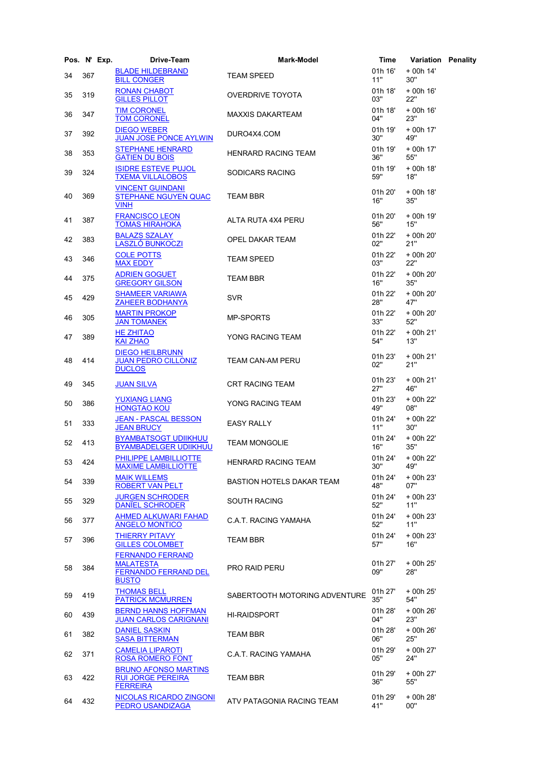| Pos. | N° | Exp. | Drive-Team | Mark-Model | Time | Variation | Penality |
|---|---|---|---|---|---|---|---|
| 34 | 367 | | BLADE HILDEBRAND<br>BILL CONGER | TEAM SPEED | 01h 16' 11'' | + 00h 14' 30'' | |
| 35 | 319 | | RONAN CHABOT<br>GILLES PILLOT | OVERDRIVE TOYOTA | 01h 18' 03'' | + 00h 16' 22'' | |
| 36 | 347 | | TIM CORONEL<br>TOM CORONEL | MAXXIS DAKARTEAM | 01h 18' 04'' | + 00h 16' 23'' | |
| 37 | 392 | | DIEGO WEBER<br>JUAN JOSE PONCE AYLWIN | DURO4X4.COM | 01h 19' 30'' | + 00h 17' 49'' | |
| 38 | 353 | | STEPHANE HENRARD<br>GATIEN DU BOIS | HENRARD RACING TEAM | 01h 19' 36'' | + 00h 17' 55'' | |
| 39 | 324 | | ISIDRE ESTEVE PUJOL<br>TXEMA VILLALOBOS | SODICARS RACING | 01h 19' 59'' | + 00h 18' 18'' | |
| 40 | 369 | | VINCENT GUINDANI<br>STEPHANE NGUYEN QUAC VINH | TEAM BBR | 01h 20' 16'' | + 00h 18' 35'' | |
| 41 | 387 | | FRANCISCO LEON<br>TOMAS HIRAHOKA | ALTA RUTA 4X4 PERU | 01h 20' 56'' | + 00h 19' 15'' | |
| 42 | 383 | | BALAZS SZALAY<br>LASZLÓ BUNKOCZI | OPEL DAKAR TEAM | 01h 22' 02'' | + 00h 20' 21'' | |
| 43 | 346 | | COLE POTTS<br>MAX EDDY | TEAM SPEED | 01h 22' 03'' | + 00h 20' 22'' | |
| 44 | 375 | | ADRIEN GOGUET<br>GREGORY GILSON | TEAM BBR | 01h 22' 16'' | + 00h 20' 35'' | |
| 45 | 429 | | SHAMEER VARIAWA<br>ZAHEER BODHANYA | SVR | 01h 22' 28'' | + 00h 20' 47'' | |
| 46 | 305 | | MARTIN PROKOP<br>JAN TOMANEK | MP-SPORTS | 01h 22' 33'' | + 00h 20' 52'' | |
| 47 | 389 | | HE ZHITAO<br>KAI ZHAO | YONG RACING TEAM | 01h 22' 54'' | + 00h 21' 13'' | |
| 48 | 414 | | DIEGO HEILBRUNN<br>JUAN PEDRO CILLONIZ DUCLOS | TEAM CAN-AM PERU | 01h 23' 02'' | + 00h 21' 21'' | |
| 49 | 345 | | JUAN SILVA | CRT RACING TEAM | 01h 23' 27'' | + 00h 21' 46'' | |
| 50 | 386 | | YUXIANG LIANG<br>HONGTAO KOU | YONG RACING TEAM | 01h 23' 49'' | + 00h 22' 08'' | |
| 51 | 333 | | JEAN - PASCAL BESSON<br>JEAN BRUCY | EASY RALLY | 01h 24' 11'' | + 00h 22' 30'' | |
| 52 | 413 | | BYAMBATSOGT UDIIKHUU<br>BYAMBADELGER UDIIKHUU | TEAM MONGOLIE | 01h 24' 16'' | + 00h 22' 35'' | |
| 53 | 424 | | PHILIPPE LAMBILLIOTTE<br>MAXIME LAMBILLIOTTE | HENRARD RACING TEAM | 01h 24' 30'' | + 00h 22' 49'' | |
| 54 | 339 | | MAIK WILLEMS<br>ROBERT VAN PELT | BASTION HOTELS DAKAR TEAM | 01h 24' 48'' | + 00h 23' 07'' | |
| 55 | 329 | | JURGEN SCHRODER<br>DANÏEL SCHRODER | SOUTH RACING | 01h 24' 52'' | + 00h 23' 11'' | |
| 56 | 377 | | AHMED ALKUWARI FAHAD<br>ANGELO MONTICO | C.A.T. RACING YAMAHA | 01h 24' 52'' | + 00h 23' 11'' | |
| 57 | 396 | | THIERRY PITAVY<br>GILLES COLOMBET | TEAM BBR | 01h 24' 57'' | + 00h 23' 16'' | |
| 58 | 384 | | FERNANDO FERRAND MALATESTA<br>FERNANDO FERRAND DEL BUSTO | PRO RAID PERU | 01h 27' 09'' | + 00h 25' 28'' | |
| 59 | 419 | | THOMAS BELL<br>PATRICK MCMURREN | SABERTOOTH MOTORING ADVENTURE | 01h 27' 35'' | + 00h 25' 54'' | |
| 60 | 439 | | BERND HANNS HOFFMAN<br>JUAN CARLOS CARIGNANI | HI-RAIDSPORT | 01h 28' 04'' | + 00h 26' 23'' | |
| 61 | 382 | | DANIEL SASKIN<br>SASA BITTERMAN | TEAM BBR | 01h 28' 06'' | + 00h 26' 25'' | |
| 62 | 371 | | CAMELIA LIPAROTI<br>ROSA ROMERO FONT | C.A.T. RACING YAMAHA | 01h 29' 05'' | + 00h 27' 24'' | |
| 63 | 422 | | BRUNO AFONSO MARTINS<br>RUI JORGE PEREIRA FERREIRA | TEAM BBR | 01h 29' 36'' | + 00h 27' 55'' | |
| 64 | 432 | | NICOLAS RICARDO ZINGONI<br>PEDRO USANDIZAGA | ATV PATAGONIA RACING TEAM | 01h 29' 41'' | + 00h 28' 00'' | |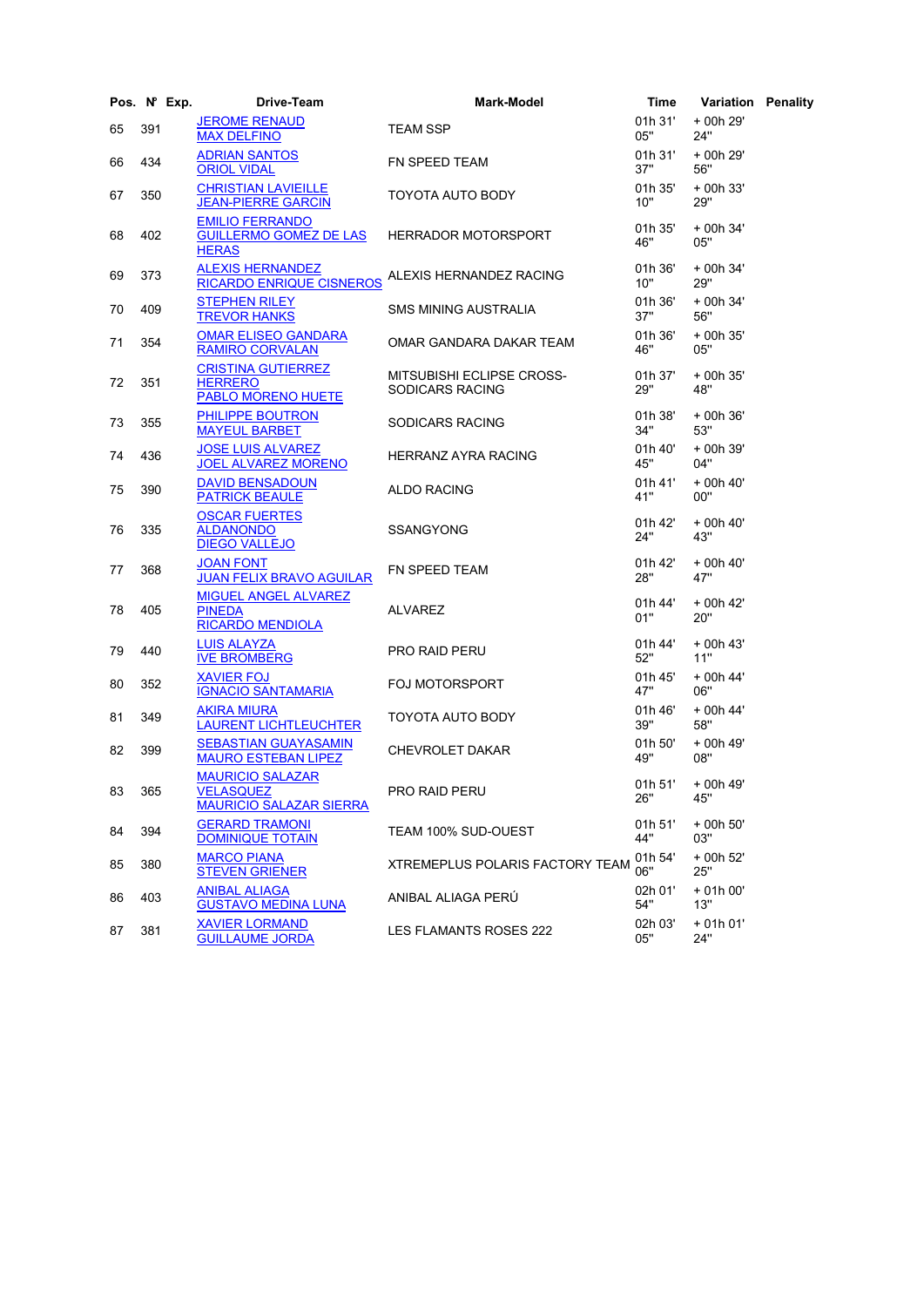| Pos. | N° | Exp. | Drive-Team | Mark-Model | Time | Variation | Penality |
|---|---|---|---|---|---|---|---|
| 65 | 391 | | JEROME RENAUD<br>MAX DELFINO | TEAM SSP | 01h 31' 05'' | + 00h 29' 24'' | |
| 66 | 434 | | ADRIAN SANTOS<br>ORIOL VIDAL | FN SPEED TEAM | 01h 31' 37'' | + 00h 29' 56'' | |
| 67 | 350 | | CHRISTIAN LAVIEILLE<br>JEAN-PIERRE GARCIN | TOYOTA AUTO BODY | 01h 35' 10'' | + 00h 33' 29'' | |
| 68 | 402 | | EMILIO FERRANDO<br>GUILLERMO GOMEZ DE LAS HERAS | HERRADOR MOTORSPORT | 01h 35' 46'' | + 00h 34' 05'' | |
| 69 | 373 | | ALEXIS HERNANDEZ<br>RICARDO ENRIQUE CISNEROS | ALEXIS HERNANDEZ RACING | 01h 36' 10'' | + 00h 34' 29'' | |
| 70 | 409 | | STEPHEN RILEY<br>TREVOR HANKS | SMS MINING AUSTRALIA | 01h 36' 37'' | + 00h 34' 56'' | |
| 71 | 354 | | OMAR ELISEO GANDARA<br>RAMIRO CORVALAN | OMAR GANDARA DAKAR TEAM | 01h 36' 46'' | + 00h 35' 05'' | |
| 72 | 351 | | CRISTINA GUTIERREZ HERRERO<br>PABLO MORENO HUETE | MITSUBISHI ECLIPSE CROSS-SODICARS RACING | 01h 37' 29'' | + 00h 35' 48'' | |
| 73 | 355 | | PHILIPPE BOUTRON<br>MAYEUL BARBET | SODICARS RACING | 01h 38' 34'' | + 00h 36' 53'' | |
| 74 | 436 | | JOSE LUIS ALVAREZ<br>JOEL ALVAREZ MORENO | HERRANZ AYRA RACING | 01h 40' 45'' | + 00h 39' 04'' | |
| 75 | 390 | | DAVID BENSADOUN<br>PATRICK BEAULE | ALDO RACING | 01h 41' 41'' | + 00h 40' 00'' | |
| 76 | 335 | | OSCAR FUERTES ALDANONDO<br>DIEGO VALLEJO | SSANGYONG | 01h 42' 24'' | + 00h 40' 43'' | |
| 77 | 368 | | JOAN FONT<br>JUAN FELIX BRAVO AGUILAR | FN SPEED TEAM | 01h 42' 28'' | + 00h 40' 47'' | |
| 78 | 405 | | MIGUEL ANGEL ALVAREZ PINEDA<br>RICARDO MENDIOLA | ALVAREZ | 01h 44' 01'' | + 00h 42' 20'' | |
| 79 | 440 | | LUIS ALAYZA<br>IVE BROMBERG | PRO RAID PERU | 01h 44' 52'' | + 00h 43' 11'' | |
| 80 | 352 | | XAVIER FOJ<br>IGNACIO SANTAMARIA | FOJ MOTORSPORT | 01h 45' 47'' | + 00h 44' 06'' | |
| 81 | 349 | | AKIRA MIURA<br>LAURENT LICHTLEUCHTER | TOYOTA AUTO BODY | 01h 46' 39'' | + 00h 44' 58'' | |
| 82 | 399 | | SEBASTIAN GUAYASAMIN<br>MAURO ESTEBAN LIPEZ | CHEVROLET DAKAR | 01h 50' 49'' | + 00h 49' 08'' | |
| 83 | 365 | | MAURICIO SALAZAR VELASQUEZ<br>MAURICIO SALAZAR SIERRA | PRO RAID PERU | 01h 51' 26'' | + 00h 49' 45'' | |
| 84 | 394 | | GERARD TRAMONI<br>DOMINIQUE TOTAIN | TEAM 100% SUD-OUEST | 01h 51' 44'' | + 00h 50' 03'' | |
| 85 | 380 | | MARCO PIANA<br>STEVEN GRIENER | XTREMEPLUS POLARIS FACTORY TEAM | 01h 54' 06'' | + 00h 52' 25'' | |
| 86 | 403 | | ANIBAL ALIAGA<br>GUSTAVO MEDINA LUNA | ANIBAL ALIAGA PERÚ | 02h 01' 54'' | + 01h 00' 13'' | |
| 87 | 381 | | XAVIER LORMAND<br>GUILLAUME JORDA | LES FLAMANTS ROSES 222 | 02h 03' 05'' | + 01h 01' 24'' | |